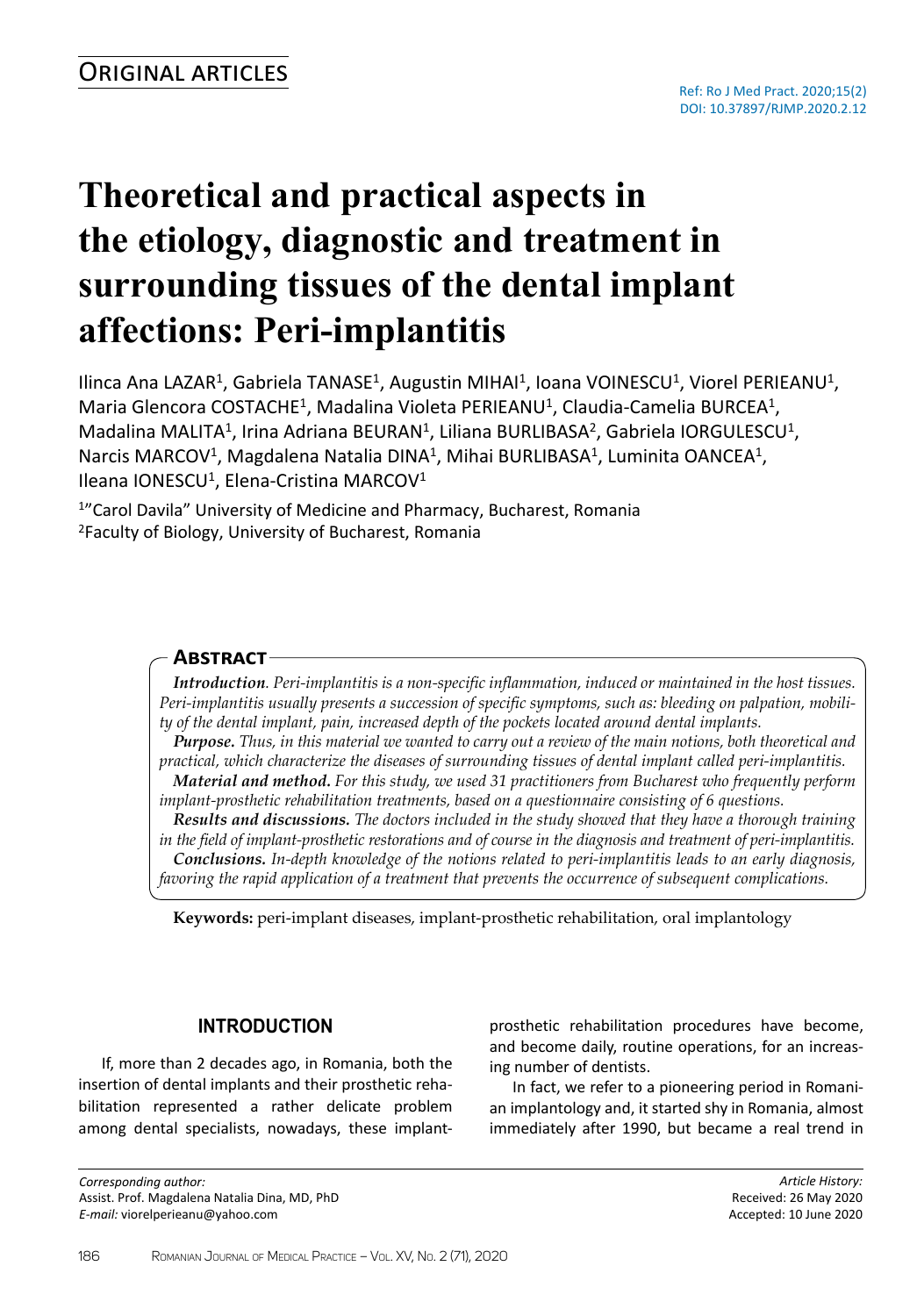## Original articles

Ref: Ro J Med Pract. 2020;15(2)
DOI: 10.37897/RJMP.2020.2.12

# Theoretical and practical aspects in the etiology, diagnostic and treatment in surrounding tissues of the dental implant affections: Peri-implantitis

Ilinca Ana LAZAR[1], Gabriela TANASE[1], Augustin MIHAI[1], Ioana VOINESCU[1], Viorel PERIEANU[1], Maria Glencora COSTACHE[1], Madalina Violeta PERIEANU[1], Claudia-Camelia BURCEA[1], Madalina MALITA[1], Irina Adriana BEURAN[1], Liliana BURLIBASA[2], Gabriela IORGULESCU[1], Narcis MARCOV[1], Magdalena Natalia DINA[1], Mihai BURLIBASA[1], Luminita OANCEA[1], Ileana IONESCU[1], Elena-Cristina MARCOV[1]

[1]"Carol Davila" University of Medicine and Pharmacy, Bucharest, Romania
[2]Faculty of Biology, University of Bucharest, Romania

## Abstract

***Introduction***. *Peri-implantitis is a non-specific inflammation, induced or maintained in the host tissues. Peri-implantitis usually presents a succession of specific symptoms, such as: bleeding on palpation, mobility of the dental implant, pain, increased depth of the pockets located around dental implants.*

***Purpose.*** *Thus, in this material we wanted to carry out a review of the main notions, both theoretical and practical, which characterize the diseases of surrounding tissues of dental implant called peri-implantitis.*

***Material and method.*** *For this study, we used 31 practitioners from Bucharest who frequently perform implant-prosthetic rehabilitation treatments, based on a questionnaire consisting of 6 questions.*

***Results and discussions.*** *The doctors included in the study showed that they have a thorough training in the field of implant-prosthetic restorations and of course in the diagnosis and treatment of peri-implantitis.*

***Conclusions.*** *In-depth knowledge of the notions related to peri-implantitis leads to an early diagnosis, favoring the rapid application of a treatment that prevents the occurrence of subsequent complications.*

**Keywords:** peri-implant diseases, implant-prosthetic rehabilitation, oral implantology

## INTRODUCTION

If, more than 2 decades ago, in Romania, both the insertion of dental implants and their prosthetic rehabilitation represented a rather delicate problem among dental specialists, nowadays, these implant-prosthetic rehabilitation procedures have become, and become daily, routine operations, for an increasing number of dentists.

In fact, we refer to a pioneering period in Romanian implantology and, it started shy in Romania, almost immediately after 1990, but became a real trend in

*Corresponding author:*
Assist. Prof. Magdalena Natalia Dina, MD, PhD
*E-mail:* viorelperieanu@yahoo.com

*Article History:*
Received: 26 May 2020
Accepted: 10 June 2020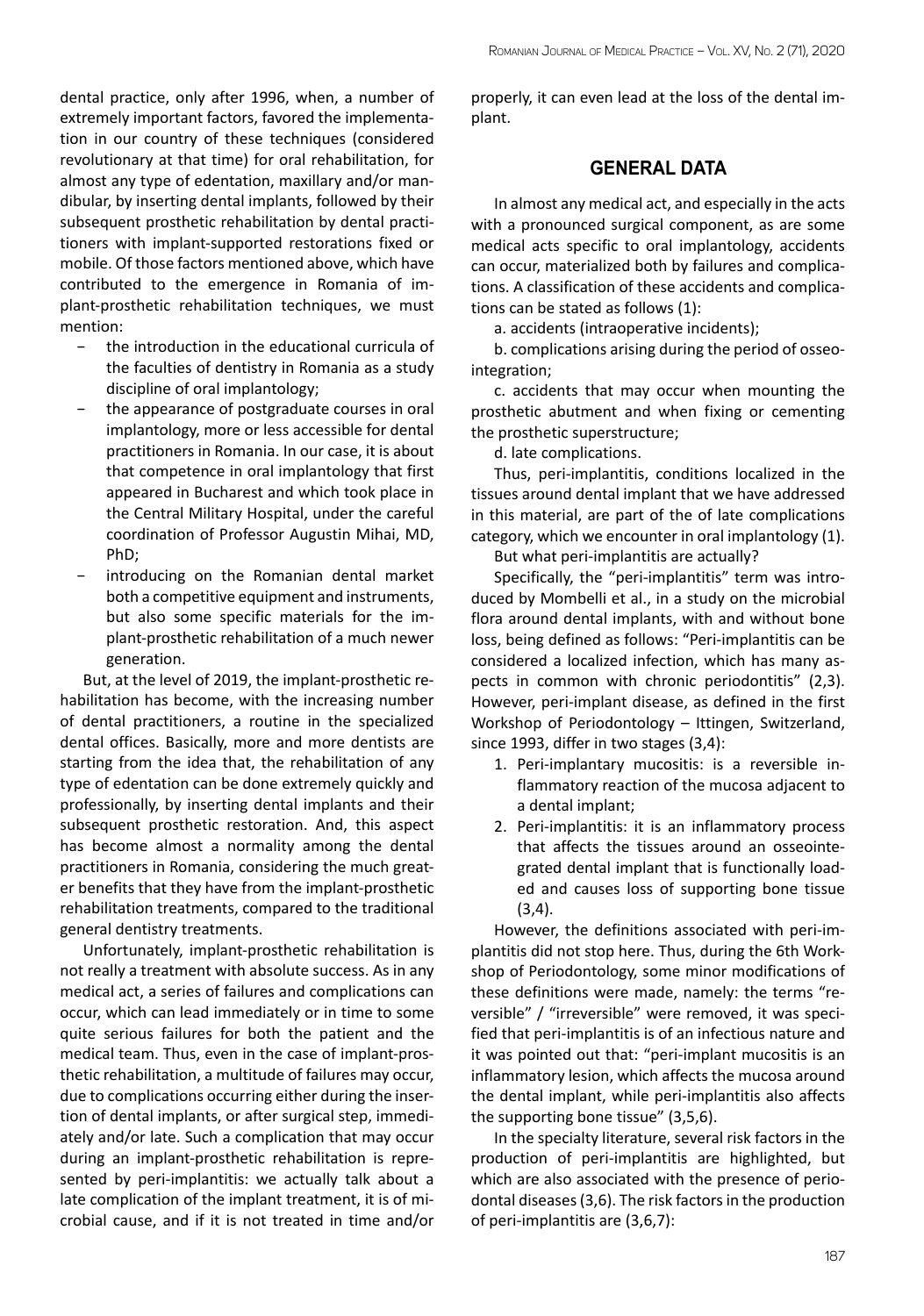dental practice, only after 1996, when, a number of extremely important factors, favored the implementation in our country of these techniques (considered revolutionary at that time) for oral rehabilitation, for almost any type of edentation, maxillary and/or mandibular, by inserting dental implants, followed by their subsequent prosthetic rehabilitation by dental practitioners with implant-supported restorations fixed or mobile. Of those factors mentioned above, which have contributed to the emergence in Romania of implant-prosthetic rehabilitation techniques, we must mention:

- the introduction in the educational curricula of the faculties of dentistry in Romania as a study discipline of oral implantology;
- the appearance of postgraduate courses in oral implantology, more or less accessible for dental practitioners in Romania. In our case, it is about that competence in oral implantology that first appeared in Bucharest and which took place in the Central Military Hospital, under the careful coordination of Professor Augustin Mihai, MD, PhD;
- introducing on the Romanian dental market both a competitive equipment and instruments, but also some specific materials for the implant-prosthetic rehabilitation of a much newer generation.

But, at the level of 2019, the implant-prosthetic rehabilitation has become, with the increasing number of dental practitioners, a routine in the specialized dental offices. Basically, more and more dentists are starting from the idea that, the rehabilitation of any type of edentation can be done extremely quickly and professionally, by inserting dental implants and their subsequent prosthetic restoration. And, this aspect has become almost a normality among the dental practitioners in Romania, considering the much greater benefits that they have from the implant-prosthetic rehabilitation treatments, compared to the traditional general dentistry treatments.

Unfortunately, implant-prosthetic rehabilitation is not really a treatment with absolute success. As in any medical act, a series of failures and complications can occur, which can lead immediately or in time to some quite serious failures for both the patient and the medical team. Thus, even in the case of implant-prosthetic rehabilitation, a multitude of failures may occur, due to complications occurring either during the insertion of dental implants, or after surgical step, immediately and/or late. Such a complication that may occur during an implant-prosthetic rehabilitation is represented by peri-implantitis: we actually talk about a late complication of the implant treatment, it is of microbial cause, and if it is not treated in time and/or properly, it can even lead at the loss of the dental implant.

## GENERAL DATA

In almost any medical act, and especially in the acts with a pronounced surgical component, as are some medical acts specific to oral implantology, accidents can occur, materialized both by failures and complications. A classification of these accidents and complications can be stated as follows (1):

a. accidents (intraoperative incidents);

b. complications arising during the period of osseointegration;

c. accidents that may occur when mounting the prosthetic abutment and when fixing or cementing the prosthetic superstructure;

d. late complications.

Thus, peri-implantitis, conditions localized in the tissues around dental implant that we have addressed in this material, are part of the of late complications category, which we encounter in oral implantology (1).

But what peri-implantitis are actually?

Specifically, the "peri-implantitis" term was introduced by Mombelli et al., in a study on the microbial flora around dental implants, with and without bone loss, being defined as follows: "Peri-implantitis can be considered a localized infection, which has many aspects in common with chronic periodontitis" (2,3). However, peri-implant disease, as defined in the first Workshop of Periodontology – Ittingen, Switzerland, since 1993, differ in two stages (3,4):

1. Peri-implantary mucositis: is a reversible inflammatory reaction of the mucosa adjacent to a dental implant;
2. Peri-implantitis: it is an inflammatory process that affects the tissues around an osseointegrated dental implant that is functionally loaded and causes loss of supporting bone tissue (3,4).

However, the definitions associated with peri-implantitis did not stop here. Thus, during the 6th Workshop of Periodontology, some minor modifications of these definitions were made, namely: the terms "reversible" / "irreversible" were removed, it was specified that peri-implantitis is of an infectious nature and it was pointed out that: "peri-implant mucositis is an inflammatory lesion, which affects the mucosa around the dental implant, while peri-implantitis also affects the supporting bone tissue" (3,5,6).

In the specialty literature, several risk factors in the production of peri-implantitis are highlighted, but which are also associated with the presence of periodontal diseases (3,6). The risk factors in the production of peri-implantitis are (3,6,7):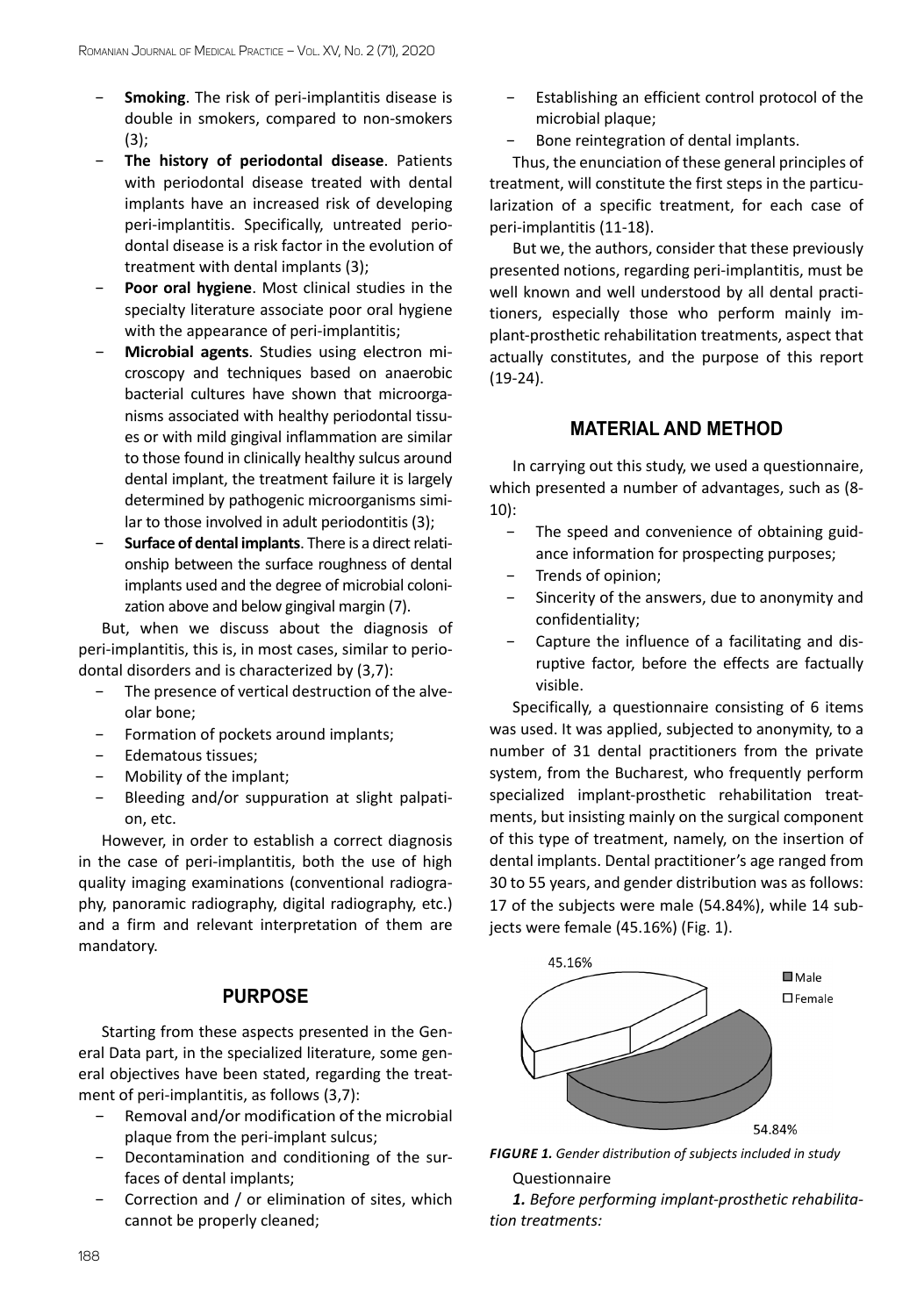- **Smoking**. The risk of peri-implantitis disease is double in smokers, compared to non-smokers (3);
- **The history of periodontal disease**. Patients with periodontal disease treated with dental implants have an increased risk of developing peri-implantitis. Specifically, untreated periodontal disease is a risk factor in the evolution of treatment with dental implants (3);
- **Poor oral hygiene**. Most clinical studies in the specialty literature associate poor oral hygiene with the appearance of peri-implantitis;
- **Microbial agents**. Studies using electron microscopy and techniques based on anaerobic bacterial cultures have shown that microorganisms associated with healthy periodontal tissues or with mild gingival inflammation are similar to those found in clinically healthy sulcus around dental implant, the treatment failure it is largely determined by pathogenic microorganisms similar to those involved in adult periodontitis (3);
- **Surface of dental implants**. There is a direct relationship between the surface roughness of dental implants used and the degree of microbial colonization above and below gingival margin (7).

But, when we discuss about the diagnosis of peri-implantitis, this is, in most cases, similar to periodontal disorders and is characterized by (3,7):

- The presence of vertical destruction of the alveolar bone;
- Formation of pockets around implants;
- Edematous tissues;
- Mobility of the implant;
- Bleeding and/or suppuration at slight palpation, etc.

However, in order to establish a correct diagnosis in the case of peri-implantitis, both the use of high quality imaging examinations (conventional radiography, panoramic radiography, digital radiography, etc.) and a firm and relevant interpretation of them are mandatory.

## PURPOSE

Starting from these aspects presented in the General Data part, in the specialized literature, some general objectives have been stated, regarding the treatment of peri-implantitis, as follows (3,7):

- Removal and/or modification of the microbial plaque from the peri-implant sulcus;
- Decontamination and conditioning of the surfaces of dental implants;
- Correction and / or elimination of sites, which cannot be properly cleaned;
- Establishing an efficient control protocol of the microbial plaque;
- Bone reintegration of dental implants.

Thus, the enunciation of these general principles of treatment, will constitute the first steps in the particularization of a specific treatment, for each case of peri-implantitis (11-18).

But we, the authors, consider that these previously presented notions, regarding peri-implantitis, must be well known and well understood by all dental practitioners, especially those who perform mainly implant-prosthetic rehabilitation treatments, aspect that actually constitutes, and the purpose of this report (19-24).

## MATERIAL AND METHOD

In carrying out this study, we used a questionnaire, which presented a number of advantages, such as (8-10):

- The speed and convenience of obtaining guidance information for prospecting purposes;
- Trends of opinion;
- Sincerity of the answers, due to anonymity and confidentiality;
- Capture the influence of a facilitating and disruptive factor, before the effects are factually visible.

Specifically, a questionnaire consisting of 6 items was used. It was applied, subjected to anonymity, to a number of 31 dental practitioners from the private system, from the Bucharest, who frequently perform specialized implant-prosthetic rehabilitation treatments, but insisting mainly on the surgical component of this type of treatment, namely, on the insertion of dental implants. Dental practitioner's age ranged from 30 to 55 years, and gender distribution was as follows: 17 of the subjects were male (54.84%), while 14 subjects were female (45.16%) (Fig. 1).

45.16%

54.84%

Male
Female

***FIGURE 1.*** *Gender distribution of subjects included in study*

Questionnaire

***1.*** *Before performing implant-prosthetic rehabilitation treatments:*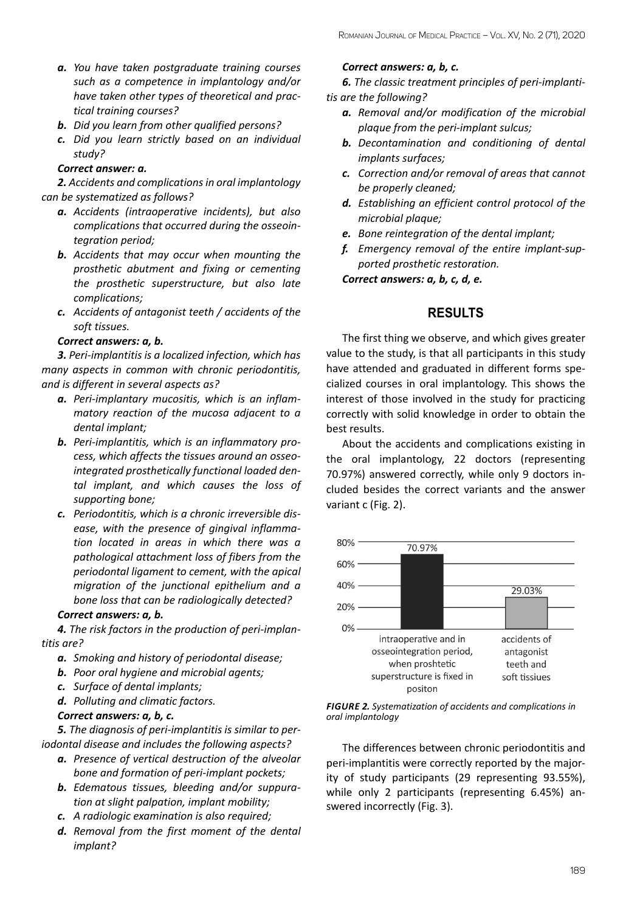- ***a.*** *You have taken postgraduate training courses such as a competence in implantology and/or have taken other types of theoretical and practical training courses?*
- ***b.*** *Did you learn from other qualified persons?*
- ***c.*** *Did you learn strictly based on an individual study?*

***Correct answer: a.***

***2.*** *Accidents and complications in oral implantology can be systematized as follows?*

- ***a.*** *Accidents (intraoperative incidents), but also complications that occurred during the osseointegration period;*
- ***b.*** *Accidents that may occur when mounting the prosthetic abutment and fixing or cementing the prosthetic superstructure, but also late complications;*
- ***c.*** *Accidents of antagonist teeth / accidents of the soft tissues.*

***Correct answers: a, b.***

***3.*** *Peri-implantitis is a localized infection, which has many aspects in common with chronic periodontitis, and is different in several aspects as?*

- ***a.*** *Peri-implantary mucositis, which is an inflammatory reaction of the mucosa adjacent to a dental implant;*
- ***b.*** *Peri-implantitis, which is an inflammatory process, which affects the tissues around an osseointegrated prosthetically functional loaded dental implant, and which causes the loss of supporting bone;*
- ***c.*** *Periodontitis, which is a chronic irreversible disease, with the presence of gingival inflammation located in areas in which there was a pathological attachment loss of fibers from the periodontal ligament to cement, with the apical migration of the junctional epithelium and a bone loss that can be radiologically detected?*

***Correct answers: a, b.***

***4.*** *The risk factors in the production of peri-implantitis are?*

- ***a.*** *Smoking and history of periodontal disease;*
- ***b.*** *Poor oral hygiene and microbial agents;*
- ***c.*** *Surface of dental implants;*
- ***d.*** *Polluting and climatic factors.*

***Correct answers: a, b, c.***

***5.*** *The diagnosis of peri-implantitis is similar to periodontal disease and includes the following aspects?*

- ***a.*** *Presence of vertical destruction of the alveolar bone and formation of peri-implant pockets;*
- ***b.*** *Edematous tissues, bleeding and/or suppuration at slight palpation, implant mobility;*
- ***c.*** *A radiologic examination is also required;*
- ***d.*** *Removal from the first moment of the dental implant?*

***Correct answers: a, b, c.***

***6.*** *The classic treatment principles of peri-implantitis are the following?*

- ***a.*** *Removal and/or modification of the microbial plaque from the peri-implant sulcus;*
- ***b.*** *Decontamination and conditioning of dental implants surfaces;*
- ***c.*** *Correction and/or removal of areas that cannot be properly cleaned;*
- ***d.*** *Establishing an efficient control protocol of the microbial plaque;*
- ***e.*** *Bone reintegration of the dental implant;*
- ***f.*** *Emergency removal of the entire implant-supported prosthetic restoration.*

***Correct answers: a, b, c, d, e.***

## RESULTS

The first thing we observe, and which gives greater value to the study, is that all participants in this study have attended and graduated in different forms specialized courses in oral implantology. This shows the interest of those involved in the study for practicing correctly with solid knowledge in order to obtain the best results.

About the accidents and complications existing in the oral implantology, 22 doctors (representing 70.97%) answered correctly, while only 9 doctors included besides the correct variants and the answer variant c (Fig. 2).

| Category | Percentage |
|---|---|
| intraoperative and in osseointegration period, when proshtetic superstructure is fixed in positon | 70.97% |
| accidents of antagonist teeth and soft tissiues | 29.03% |

***FIGURE 2.*** *Systematization of accidents and complications in oral implantology*

The differences between chronic periodontitis and peri-implantitis were correctly reported by the majority of study participants (29 representing 93.55%), while only 2 participants (representing 6.45%) answered incorrectly (Fig. 3).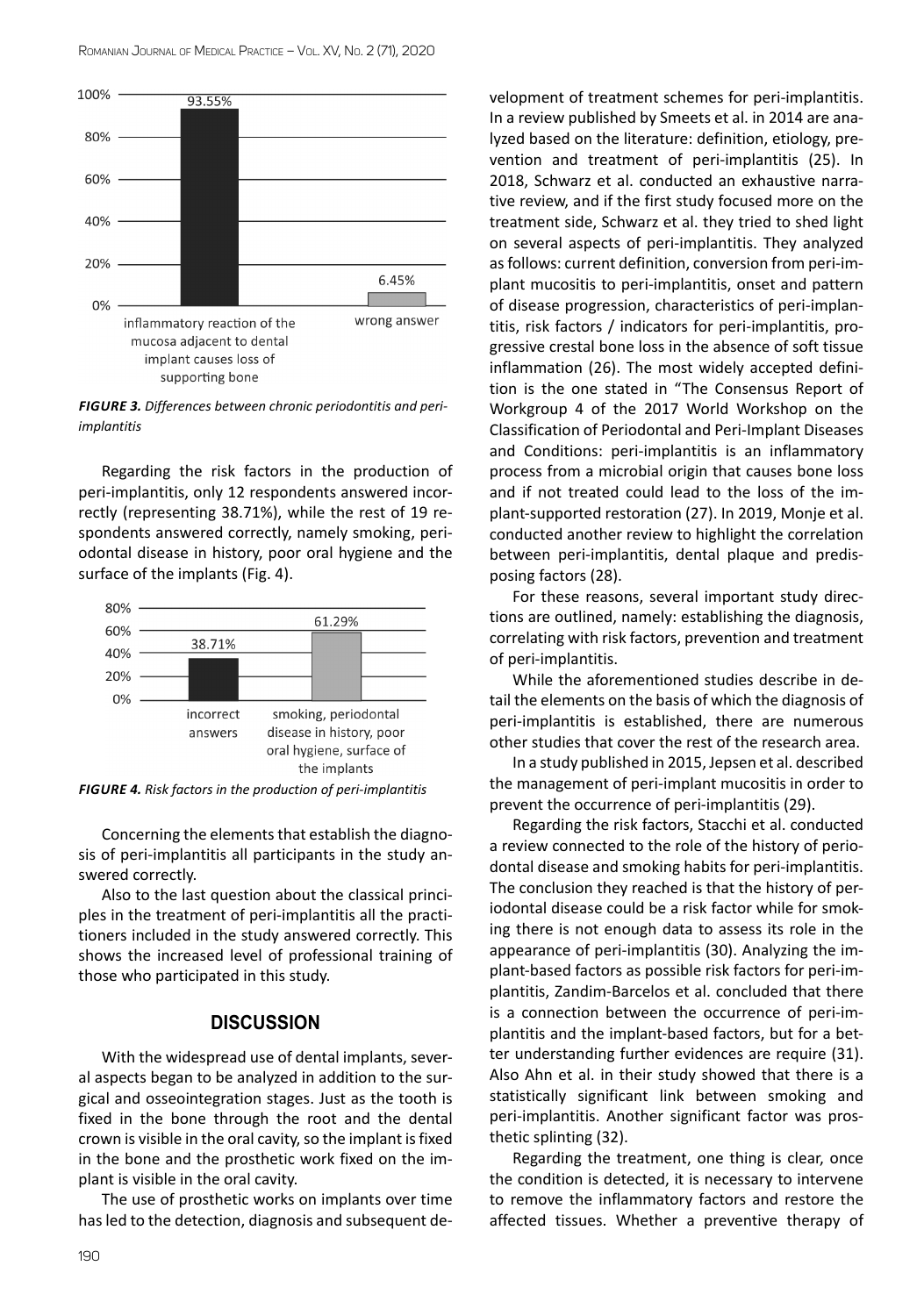FIGURE 3. Differences between chronic periodontitis and peri-implantitis

Regarding the risk factors in the production of peri-implantitis, only 12 respondents answered incorrectly (representing 38.71%), while the rest of 19 respondents answered correctly, namely smoking, periodontal disease in history, poor oral hygiene and the surface of the implants (Fig. 4).

FIGURE 4. Risk factors in the production of peri-implantitis

Concerning the elements that establish the diagnosis of peri-implantitis all participants in the study answered correctly.

Also to the last question about the classical principles in the treatment of peri-implantitis all the practitioners included in the study answered correctly. This shows the increased level of professional training of those who participated in this study.

## DISCUSSION

With the widespread use of dental implants, several aspects began to be analyzed in addition to the surgical and osseointegration stages. Just as the tooth is fixed in the bone through the root and the dental crown is visible in the oral cavity, so the implant is fixed in the bone and the prosthetic work fixed on the implant is visible in the oral cavity.

The use of prosthetic works on implants over time has led to the detection, diagnosis and subsequent development of treatment schemes for peri-implantitis. In a review published by Smeets et al. in 2014 are analyzed based on the literature: definition, etiology, prevention and treatment of peri-implantitis (25). In 2018, Schwarz et al. conducted an exhaustive narrative review, and if the first study focused more on the treatment side, Schwarz et al. they tried to shed light on several aspects of peri-implantitis. They analyzed as follows: current definition, conversion from peri-implant mucositis to peri-implantitis, onset and pattern of disease progression, characteristics of peri-implantitis, risk factors / indicators for peri-implantitis, progressive crestal bone loss in the absence of soft tissue inflammation (26). The most widely accepted definition is the one stated in "The Consensus Report of Workgroup 4 of the 2017 World Workshop on the Classification of Periodontal and Peri-Implant Diseases and Conditions: peri-implantitis is an inflammatory process from a microbial origin that causes bone loss and if not treated could lead to the loss of the implant-supported restoration (27). In 2019, Monje et al. conducted another review to highlight the correlation between peri-implantitis, dental plaque and predisposing factors (28).

For these reasons, several important study directions are outlined, namely: establishing the diagnosis, correlating with risk factors, prevention and treatment of peri-implantitis.

While the aforementioned studies describe in detail the elements on the basis of which the diagnosis of peri-implantitis is established, there are numerous other studies that cover the rest of the research area.

In a study published in 2015, Jepsen et al. described the management of peri-implant mucositis in order to prevent the occurrence of peri-implantitis (29).

Regarding the risk factors, Stacchi et al. conducted a review connected to the role of the history of periodontal disease and smoking habits for peri-implantitis. The conclusion they reached is that the history of periodontal disease could be a risk factor while for smoking there is not enough data to assess its role in the appearance of peri-implantitis (30). Analyzing the implant-based factors as possible risk factors for peri-implantitis, Zandim-Barcelos et al. concluded that there is a connection between the occurrence of peri-implantitis and the implant-based factors, but for a better understanding further evidences are require (31). Also Ahn et al. in their study showed that there is a statistically significant link between smoking and peri-implantitis. Another significant factor was prosthetic splinting (32).

Regarding the treatment, one thing is clear, once the condition is detected, it is necessary to intervene to remove the inflammatory factors and restore the affected tissues. Whether a preventive therapy of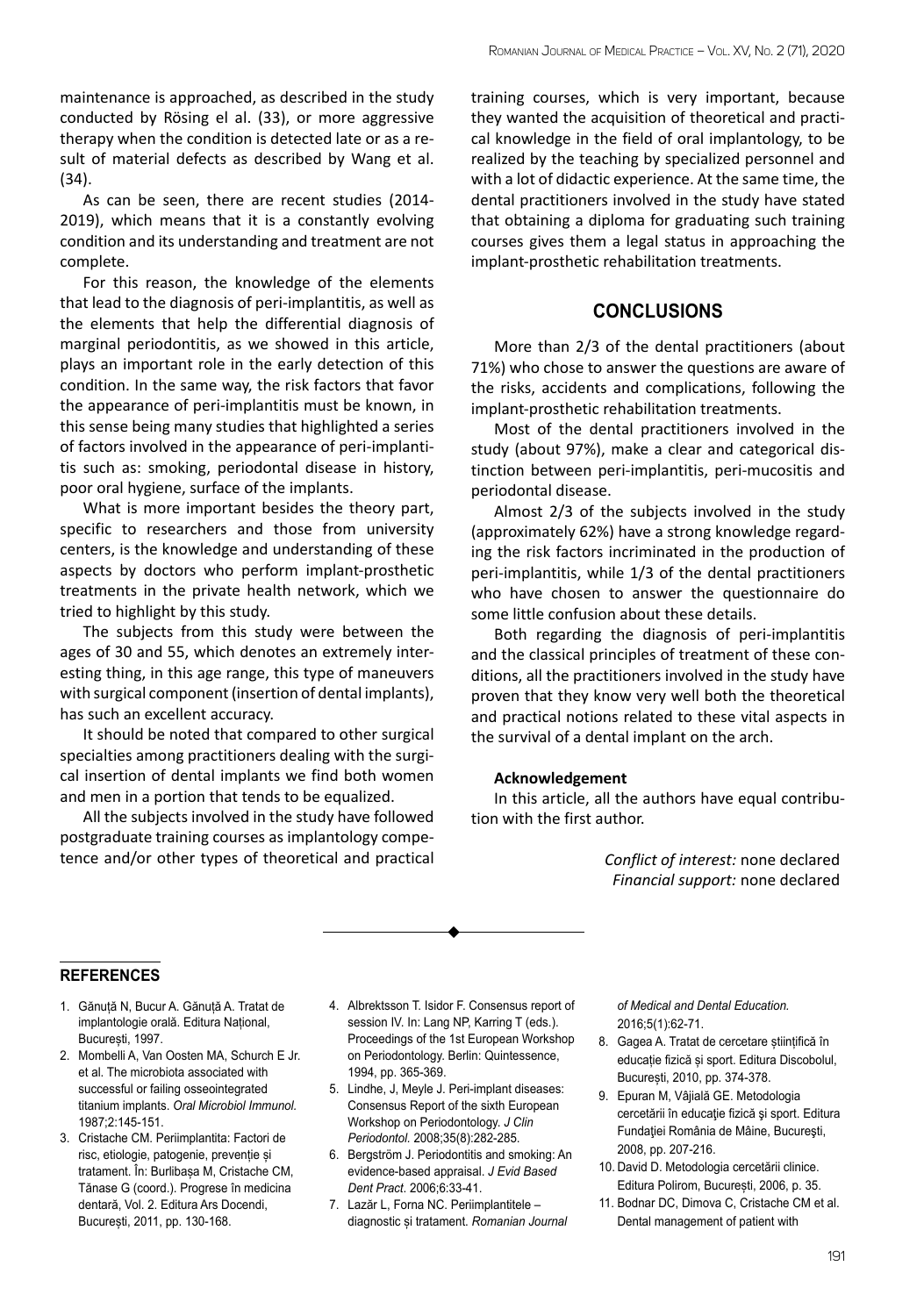maintenance is approached, as described in the study conducted by Rösing el al. (33), or more aggressive therapy when the condition is detected late or as a result of material defects as described by Wang et al. (34).

As can be seen, there are recent studies (2014-2019), which means that it is a constantly evolving condition and its understanding and treatment are not complete.

For this reason, the knowledge of the elements that lead to the diagnosis of peri-implantitis, as well as the elements that help the differential diagnosis of marginal periodontitis, as we showed in this article, plays an important role in the early detection of this condition. In the same way, the risk factors that favor the appearance of peri-implantitis must be known, in this sense being many studies that highlighted a series of factors involved in the appearance of peri-implantitis such as: smoking, periodontal disease in history, poor oral hygiene, surface of the implants.

What is more important besides the theory part, specific to researchers and those from university centers, is the knowledge and understanding of these aspects by doctors who perform implant-prosthetic treatments in the private health network, which we tried to highlight by this study.

The subjects from this study were between the ages of 30 and 55, which denotes an extremely interesting thing, in this age range, this type of maneuvers with surgical component (insertion of dental implants), has such an excellent accuracy.

It should be noted that compared to other surgical specialties among practitioners dealing with the surgical insertion of dental implants we find both women and men in a portion that tends to be equalized.

All the subjects involved in the study have followed postgraduate training courses as implantology competence and/or other types of theoretical and practical training courses, which is very important, because they wanted the acquisition of theoretical and practical knowledge in the field of oral implantology, to be realized by the teaching by specialized personnel and with a lot of didactic experience. At the same time, the dental practitioners involved in the study have stated that obtaining a diploma for graduating such training courses gives them a legal status in approaching the implant-prosthetic rehabilitation treatments.

## CONCLUSIONS

More than 2/3 of the dental practitioners (about 71%) who chose to answer the questions are aware of the risks, accidents and complications, following the implant-prosthetic rehabilitation treatments.

Most of the dental practitioners involved in the study (about 97%), make a clear and categorical distinction between peri-implantitis, peri-mucositis and periodontal disease.

Almost 2/3 of the subjects involved in the study (approximately 62%) have a strong knowledge regarding the risk factors incriminated in the production of peri-implantitis, while 1/3 of the dental practitioners who have chosen to answer the questionnaire do some little confusion about these details.

Both regarding the diagnosis of peri-implantitis and the classical principles of treatment of these conditions, all the practitioners involved in the study have proven that they know very well both the theoretical and practical notions related to these vital aspects in the survival of a dental implant on the arch.

**Acknowledgement**

In this article, all the authors have equal contribution with the first author.

*Conflict of interest:* none declared
*Financial support:* none declared

## REFERENCES

1. Gănuță N, Bucur A. Gănuță A. Tratat de implantologie orală. Editura Național, București, 1997.
2. Mombelli A, Van Oosten MA, Schurch E Jr. et al. The microbiota associated with successful or failing osseointegrated titanium implants. *Oral Microbiol Immunol.* 1987;2:145-151.
3. Cristache CM. Periimplantita: Factori de risc, etiologie, patogenie, prevenție și tratament. În: Burlibașa M, Cristache CM, Tănase G (coord.). Progrese în medicina dentară, Vol. 2. Editura Ars Docendi, București, 2011, pp. 130-168.
4. Albrektsson T. Isidor F. Consensus report of session IV. In: Lang NP, Karring T (eds.). Proceedings of the 1st European Workshop on Periodontology. Berlin: Quintessence, 1994, pp. 365-369.
5. Lindhe, J, Meyle J. Peri-implant diseases: Consensus Report of the sixth European Workshop on Periodontology. *J Clin Periodontol.* 2008;35(8):282-285.
6. Bergström J. Periodontitis and smoking: An evidence-based appraisal. *J Evid Based Dent Pract*. 2006;6:33-41.
7. Lazăr L, Forna NC. Periimplantitele – diagnostic și tratament. *Romanian Journal of Medical and Dental Education.* 2016;5(1):62-71.
8. Gagea A. Tratat de cercetare științifică în educație fizică și sport. Editura Discobolul, București, 2010, pp. 374-378.
9. Epuran M, Vâjială GE. Metodologia cercetării în educaţie fizică şi sport. Editura Fundaţiei România de Mâine, Bucureşti, 2008, pp. 207-216.
10. David D. Metodologia cercetării clinice. Editura Polirom, București, 2006, p. 35.
11. Bodnar DC, Dimova C, Cristache CM et al. Dental management of patient with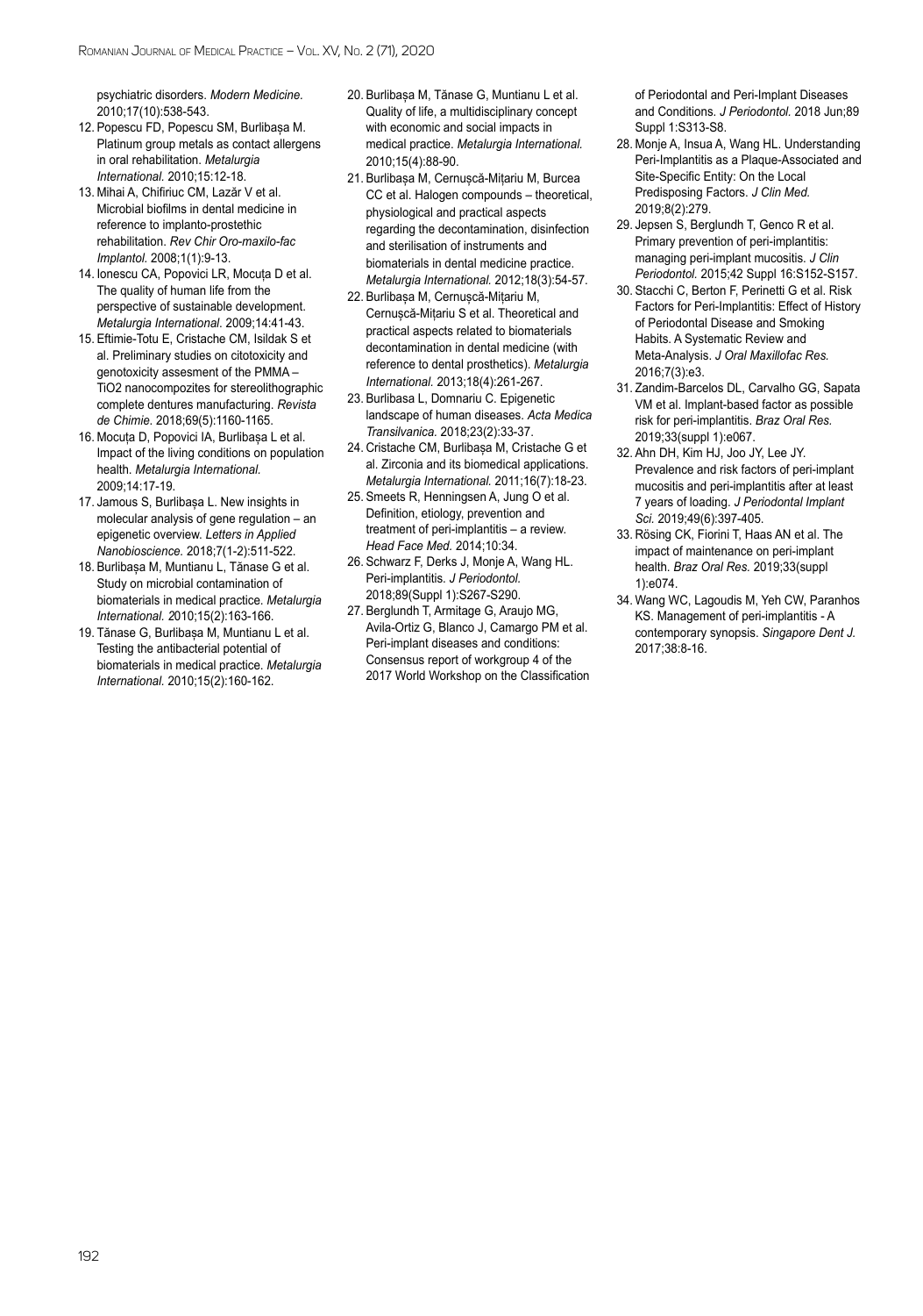psychiatric disorders. *Modern Medicine.* 2010;17(10):538-543.

12. Popescu FD, Popescu SM, Burlibașa M. Platinum group metals as contact allergens in oral rehabilitation. *Metalurgia International.* 2010;15:12-18.
13. Mihai A, Chifiriuc CM, Lazăr V et al. Microbial biofilms in dental medicine in reference to implanto-prostethic rehabilitation. *Rev Chir Oro-maxilo-fac Implantol.* 2008;1(1):9-13.
14. Ionescu CA, Popovici LR, Mocuța D et al. The quality of human life from the perspective of sustainable development. *Metalurgia International*. 2009;14:41-43.
15. Eftimie-Totu E, Cristache CM, Isildak S et al. Preliminary studies on citotoxicity and genotoxicity assesment of the PMMA – TiO2 nanocompozites for stereolithographic complete dentures manufacturing. *Revista de Chimie.* 2018;69(5):1160-1165.
16. Mocuța D, Popovici IA, Burlibașa L et al. Impact of the living conditions on population health. *Metalurgia International.* 2009;14:17-19.
17. Jamous S, Burlibașa L. New insights in molecular analysis of gene regulation – an epigenetic overview. *Letters in Applied Nanobioscience.* 2018;7(1-2):511-522.
18. Burlibașa M, Muntianu L, Tănase G et al. Study on microbial contamination of biomaterials in medical practice. *Metalurgia International. 2*010;15(2):163-166.
19. Tănase G, Burlibașa M, Muntianu L et al. Testing the antibacterial potential of biomaterials in medical practice. *Metalurgia International.* 2010;15(2):160-162.
20. Burlibașa M, Tănase G, Muntianu L et al. Quality of life, a multidisciplinary concept with economic and social impacts in medical practice. *Metalurgia International.* 2010;15(4):88-90.
21. Burlibașa M, Cernușcă-Mițariu M, Burcea CC et al. Halogen compounds – theoretical, physiological and practical aspects regarding the decontamination, disinfection and sterilisation of instruments and biomaterials in dental medicine practice. *Metalurgia International.* 2012;18(3):54-57.
22. Burlibașa M, Cernușcă-Mițariu M, Cernușcă-Mițariu S et al. Theoretical and practical aspects related to biomaterials decontamination in dental medicine (with reference to dental prosthetics). *Metalurgia International.* 2013;18(4):261-267.
23. Burlibasa L, Domnariu C. Epigenetic landscape of human diseases. *Acta Medica Transilvanica.* 2018;23(2):33-37.
24. Cristache CM, Burlibașa M, Cristache G et al. Zirconia and its biomedical applications. *Metalurgia International.* 2011;16(7):18-23.
25. Smeets R, Henningsen A, Jung O et al. Definition, etiology, prevention and treatment of peri-implantitis – a review. *Head Face Med.* 2014;10:34.
26. Schwarz F, Derks J, Monje A, Wang HL. Peri-implantitis. *J Periodontol.* 2018;89(Suppl 1):S267-S290.
27. Berglundh T, Armitage G, Araujo MG, Avila-Ortiz G, Blanco J, Camargo PM et al. Peri-implant diseases and conditions: Consensus report of workgroup 4 of the 2017 World Workshop on the Classification of Periodontal and Peri-Implant Diseases and Conditions. *J Periodontol.* 2018 Jun;89 Suppl 1:S313-S8.
28. Monje A, Insua A, Wang HL. Understanding Peri-Implantitis as a Plaque-Associated and Site-Specific Entity: On the Local Predisposing Factors. *J Clin Med.* 2019;8(2):279.
29. Jepsen S, Berglundh T, Genco R et al. Primary prevention of peri-implantitis: managing peri-implant mucositis. *J Clin Periodontol.* 2015;42 Suppl 16:S152-S157.
30. Stacchi C, Berton F, Perinetti G et al. Risk Factors for Peri-Implantitis: Effect of History of Periodontal Disease and Smoking Habits. A Systematic Review and Meta-Analysis. *J Oral Maxillofac Res.* 2016;7(3):e3.
31. Zandim-Barcelos DL, Carvalho GG, Sapata VM et al. Implant-based factor as possible risk for peri-implantitis. *Braz Oral Res.* 2019;33(suppl 1):e067.
32. Ahn DH, Kim HJ, Joo JY, Lee JY. Prevalence and risk factors of peri-implant mucositis and peri-implantitis after at least 7 years of loading. *J Periodontal Implant Sci.* 2019;49(6):397-405.
33. Rösing CK, Fiorini T, Haas AN et al. The impact of maintenance on peri-implant health. *Braz Oral Res.* 2019;33(suppl 1):e074.
34. Wang WC, Lagoudis M, Yeh CW, Paranhos KS. Management of peri-implantitis - A contemporary synopsis. *Singapore Dent J.* 2017;38:8-16.